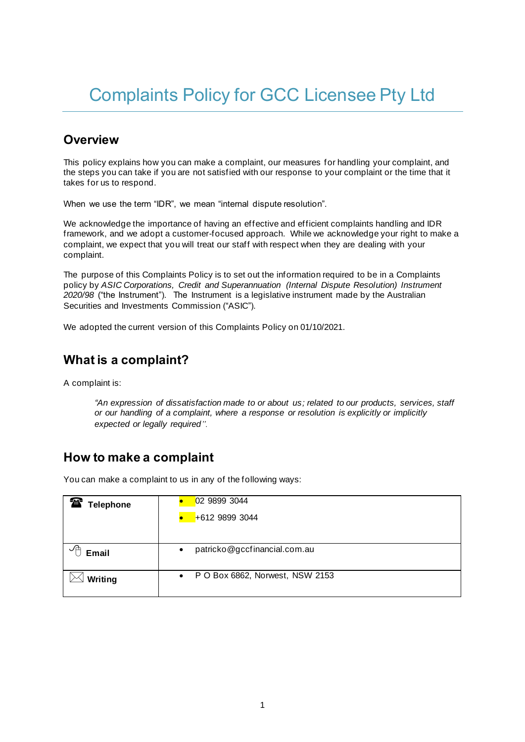# Complaints Policy for GCC Licensee Pty Ltd

## Overview

This policy explains how you can make a complaint, our measures for handling your complaint, and the steps you can take if you are not satisfied with our response to your complaint or the time that it takes for us to respond.

When we use the term "IDR", we mean "internal dispute resolution".

We acknowledge the importance of having an effective and efficient complaints handling and IDR framework, and we adopt a customer-focused approach. While we acknowledge your right to make a complaint, we expect that you will treat our staff with respect when they are dealing with your complaint.

The purpose of this Complaints Policy is to set out the information required to be in a Complaints policy by *ASIC Corporations, Credit and Superannuation (Internal Dispute Resolution) Instrument 2020/98* ("the Instrument"). The Instrument is a legislative instrument made by the Australian Securities and Investments Commission ("ASIC").

We adopted the current version of this Complaints Policy on 01/10/2021.

## What is a complaint?

A complaint is:

> *"An expression of dissatisfaction made to or about us; related to our products, services, staff or our handling of a complaint, where a response or resolution is explicitly or implicitly expected or legally required".*

## How to make a complaint

You can make a complaint to us in any of the following ways:

| | |
|---|---|
| **Telephone** | • 02 9899 3044<br>• +612 9899 3044 |
| **Email** | • patricko@gccfinancial.com.au |
| **Writing** | • P O Box 6862, Norwest, NSW 2153 |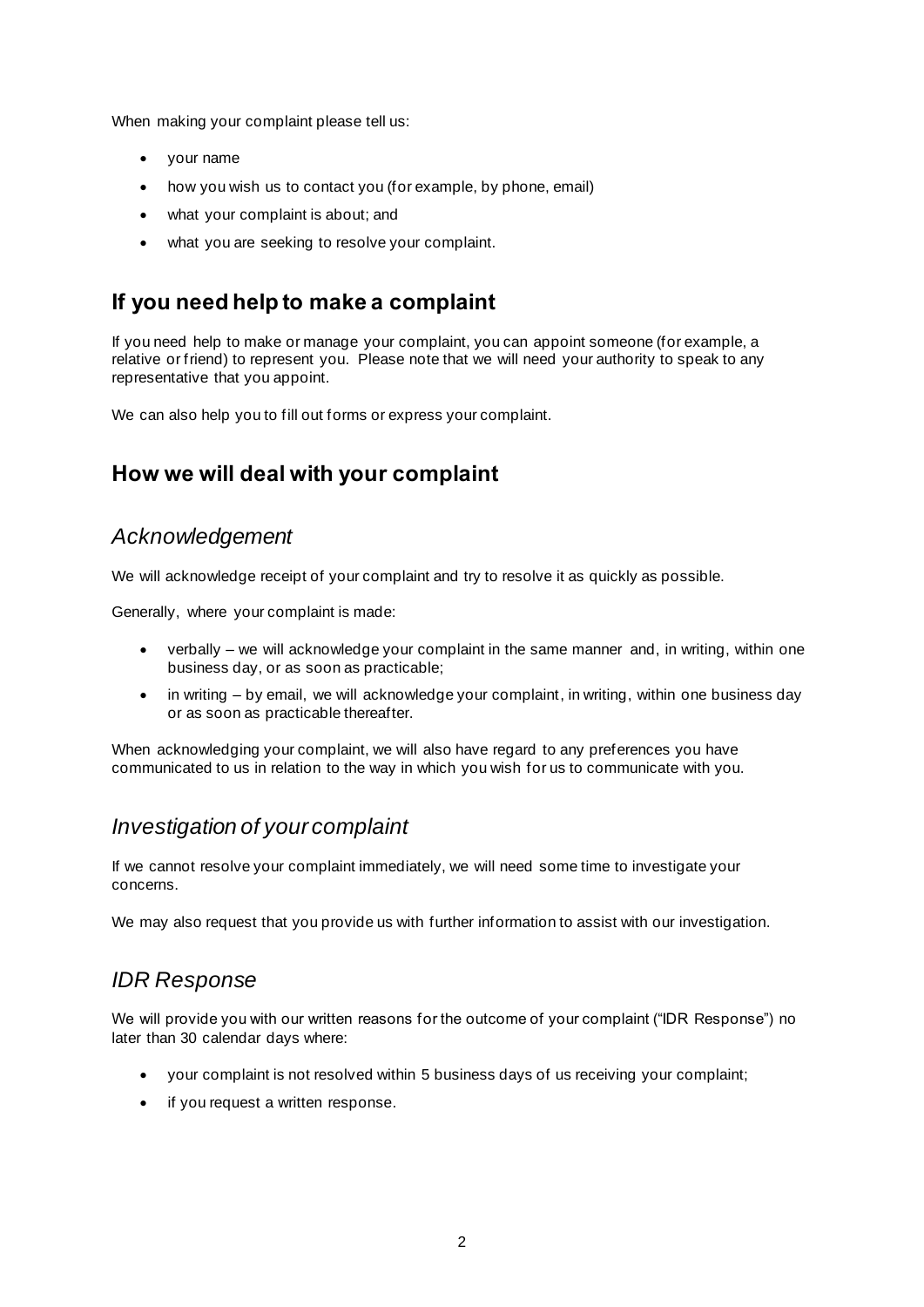When making your complaint please tell us:

- your name
- how you wish us to contact you (for example, by phone, email)
- what your complaint is about; and
- what you are seeking to resolve your complaint.

## If you need help to make a complaint

If you need help to make or manage your complaint, you can appoint someone (for example, a relative or friend) to represent you. Please note that we will need your authority to speak to any representative that you appoint.

We can also help you to fill out forms or express your complaint.

## How we will deal with your complaint

### *Acknowledgement*

We will acknowledge receipt of your complaint and try to resolve it as quickly as possible.

Generally, where your complaint is made:

- verbally – we will acknowledge your complaint in the same manner and, in writing, within one business day, or as soon as practicable;
- in writing – by email, we will acknowledge your complaint, in writing, within one business day or as soon as practicable thereafter.

When acknowledging your complaint, we will also have regard to any preferences you have communicated to us in relation to the way in which you wish for us to communicate with you.

### *Investigation of your complaint*

If we cannot resolve your complaint immediately, we will need some time to investigate your concerns.

We may also request that you provide us with further information to assist with our investigation.

### *IDR Response*

We will provide you with our written reasons for the outcome of your complaint ("IDR Response") no later than 30 calendar days where:

- your complaint is not resolved within 5 business days of us receiving your complaint;
- if you request a written response.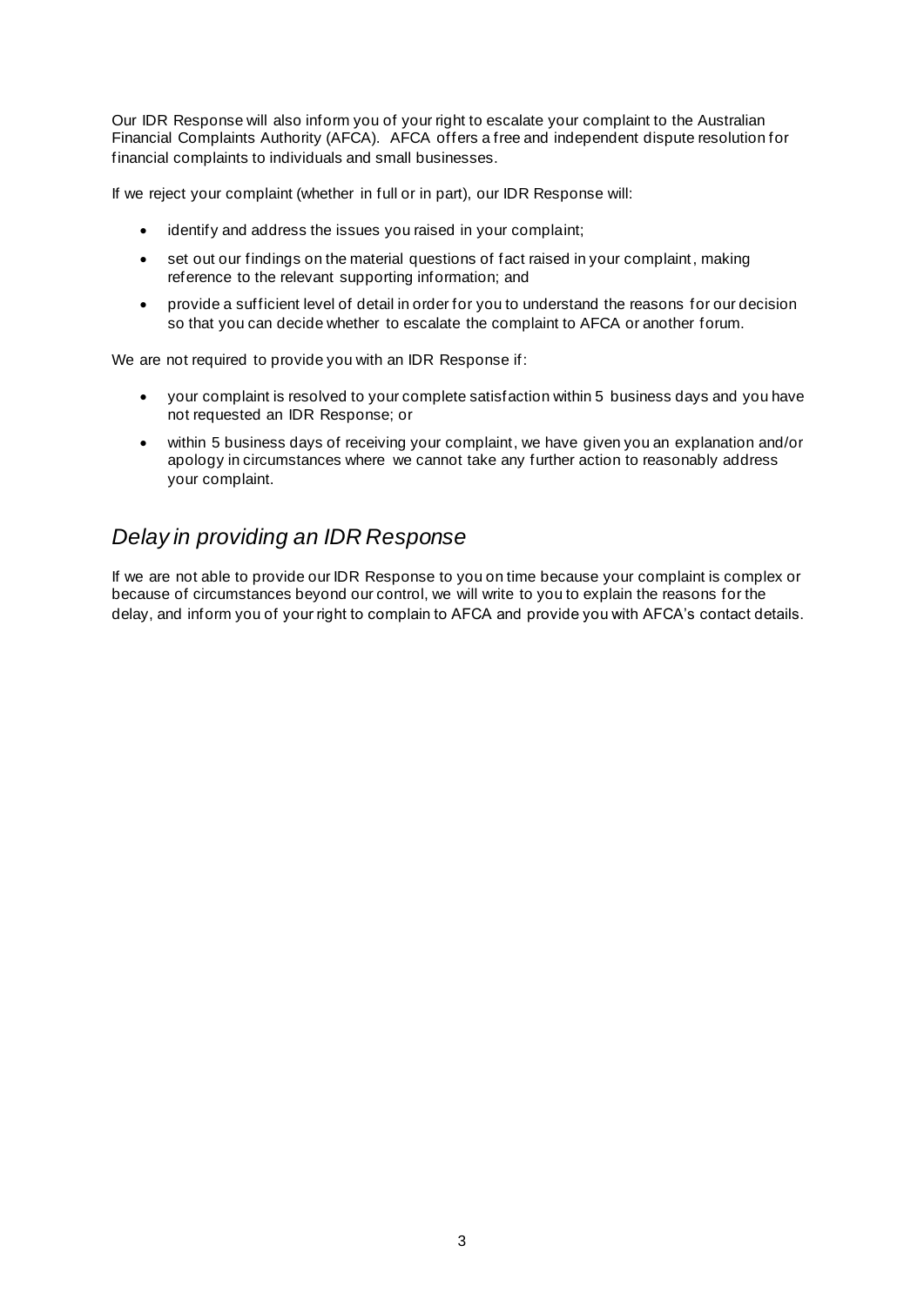Our IDR Response will also inform you of your right to escalate your complaint to the Australian Financial Complaints Authority (AFCA). AFCA offers a free and independent dispute resolution for financial complaints to individuals and small businesses.

If we reject your complaint (whether in full or in part), our IDR Response will:

- identify and address the issues you raised in your complaint;
- set out our findings on the material questions of fact raised in your complaint, making reference to the relevant supporting information; and
- provide a sufficient level of detail in order for you to understand the reasons for our decision so that you can decide whether to escalate the complaint to AFCA or another forum.

We are not required to provide you with an IDR Response if:

- your complaint is resolved to your complete satisfaction within 5 business days and you have not requested an IDR Response; or
- within 5 business days of receiving your complaint, we have given you an explanation and/or apology in circumstances where we cannot take any further action to reasonably address your complaint.

## *Delay in providing an IDR Response*

If we are not able to provide our IDR Response to you on time because your complaint is complex or because of circumstances beyond our control, we will write to you to explain the reasons for the delay, and inform you of your right to complain to AFCA and provide you with AFCA's contact details.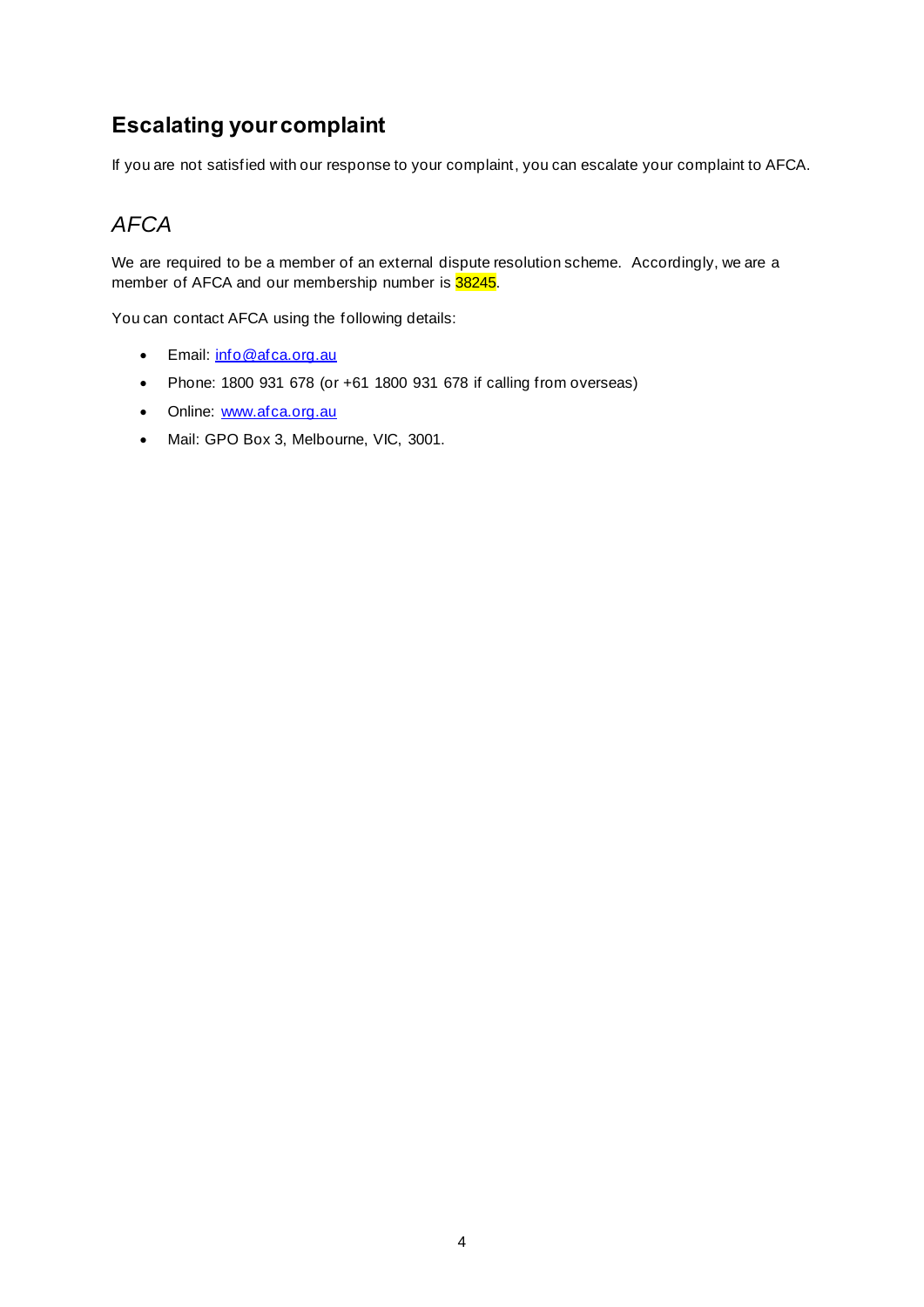## Escalating your complaint

If you are not satisfied with our response to your complaint, you can escalate your complaint to AFCA.

### *AFCA*

We are required to be a member of an external dispute resolution scheme. Accordingly, we are a member of AFCA and our membership number is 38245.

You can contact AFCA using the following details:

- Email: info@afca.org.au
- Phone: 1800 931 678 (or +61 1800 931 678 if calling from overseas)
- Online: www.afca.org.au
- Mail: GPO Box 3, Melbourne, VIC, 3001.